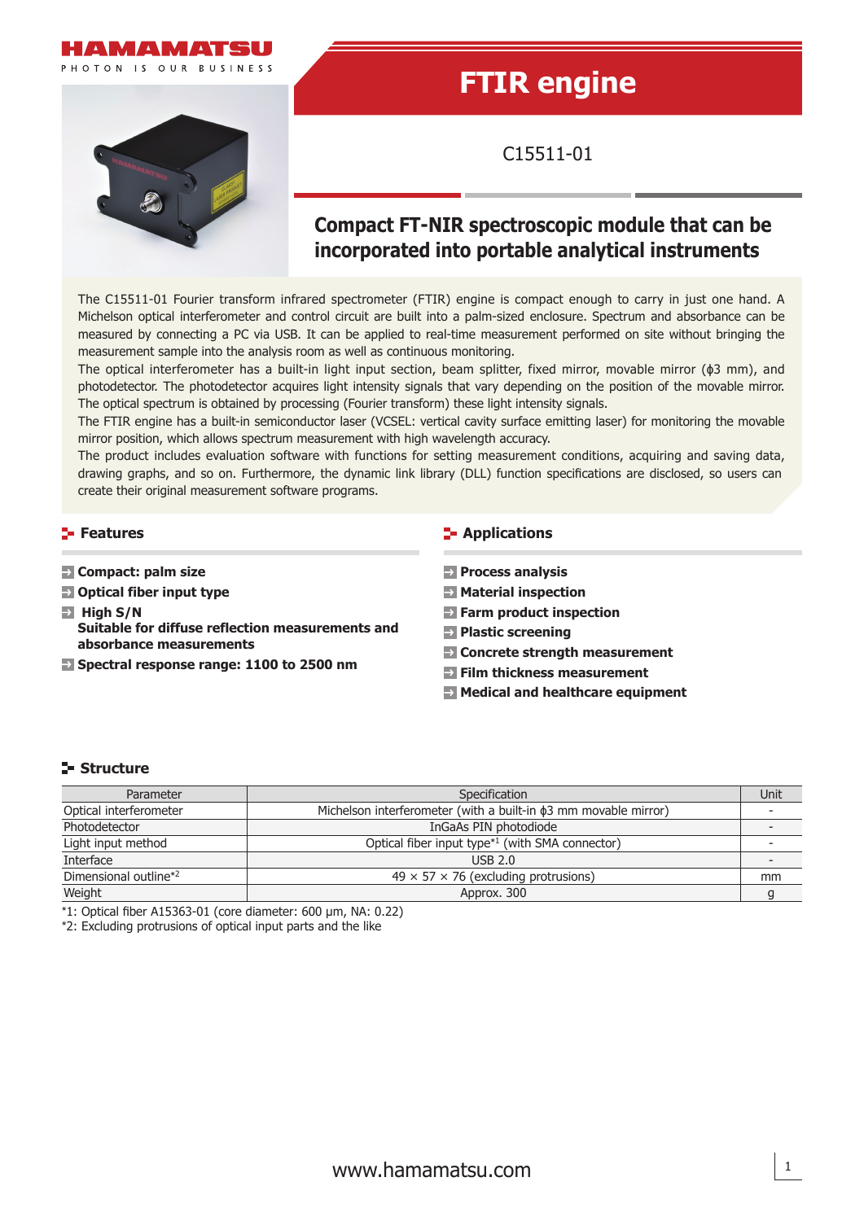# FTIR engine

C15511-01

## Compact FT-NIR spectroscopic module that can be incorporated into portable analytical instruments

The C15511-01 Fourier transform infrared spectrometer (FTIR) engine is compact enough to carry in just one hand. A Michelson optical interferometer and control circuit are built into a palm-sized enclosure. Spectrum and absorbance can be measured by connecting a PC via USB. It can be applied to real-time measurement performed on site without bringing the measurement sample into the analysis room as well as continuous monitoring.

The optical interferometer has a built-in light input section, beam splitter, fixed mirror, movable mirror (ϕ3 mm), and photodetector. The photodetector acquires light intensity signals that vary depending on the position of the movable mirror. The optical spectrum is obtained by processing (Fourier transform) these light intensity signals.

The FTIR engine has a built-in semiconductor laser (VCSEL: vertical cavity surface emitting laser) for monitoring the movable mirror position, which allows spectrum measurement with high wavelength accuracy.

The product includes evaluation software with functions for setting measurement conditions, acquiring and saving data, drawing graphs, and so on. Furthermore, the dynamic link library (DLL) function specifications are disclosed, so users can create their original measurement software programs.

### Features

- **Compact: palm size**
- **Optical fiber input type**
- **High S/N**
  **Suitable for diffuse reflection measurements and absorbance measurements**
- **Spectral response range: 1100 to 2500 nm**

### Applications

- **Process analysis**
- **Material inspection**
- **Farm product inspection**
- **Plastic screening**
- **Concrete strength measurement**
- **Film thickness measurement**
- **Medical and healthcare equipment**

### Structure

| Parameter | Specification | Unit |
|---|---|---|
| Optical interferometer | Michelson interferometer (with a built-in ϕ3 mm movable mirror) | - |
| Photodetector | InGaAs PIN photodiode | - |
| Light input method | Optical fiber input type*1 (with SMA connector) | - |
| Interface | USB 2.0 | - |
| Dimensional outline*2 | 49 × 57 × 76 (excluding protrusions) | mm |
| Weight | Approx. 300 | g |

*1: Optical fiber A15363-01 (core diameter: 600 µm, NA: 0.22)
*2: Excluding protrusions of optical input parts and the like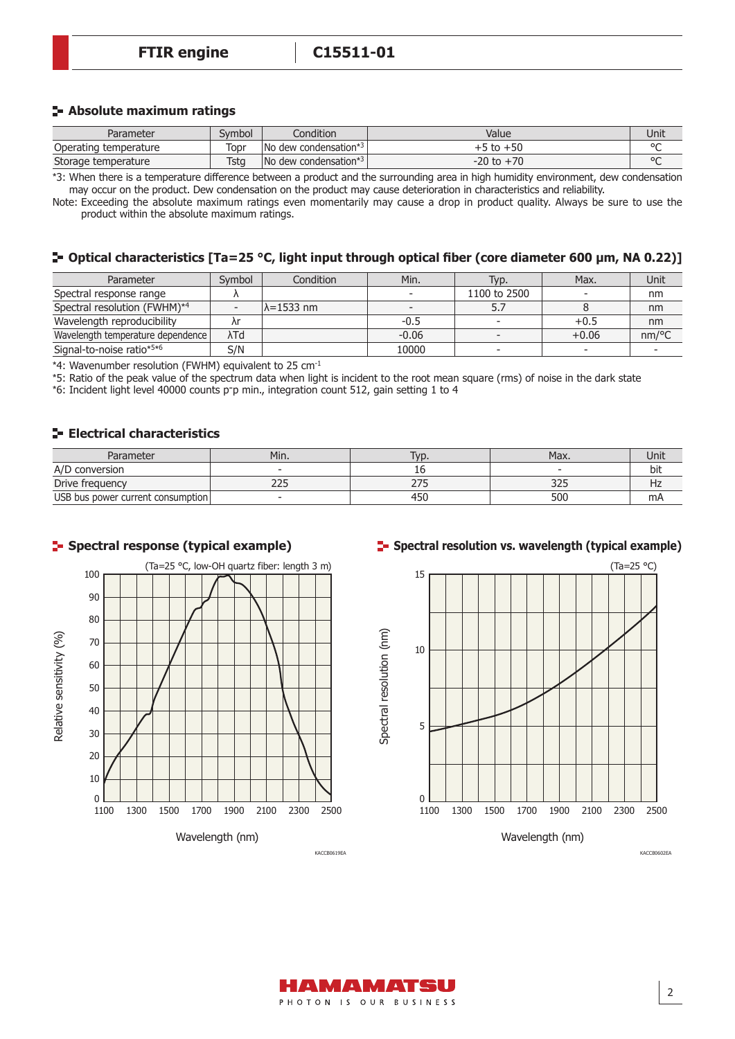## Absolute maximum ratings

| Parameter | Symbol | Condition | Value | Unit |
|---|---|---|---|---|
| Operating temperature | Topr | No dew condensation*3 | +5 to +50 | °C |
| Storage temperature | Tstg | No dew condensation*3 | -20 to +70 | °C |

*3: When there is a temperature difference between a product and the surrounding area in high humidity environment, dew condensation may occur on the product. Dew condensation on the product may cause deterioration in characteristics and reliability.

Note: Exceeding the absolute maximum ratings even momentarily may cause a drop in product quality. Always be sure to use the product within the absolute maximum ratings.

## Optical characteristics [Ta=25 °C, light input through optical fiber (core diameter 600 μm, NA 0.22)]

| Parameter | Symbol | Condition | Min. | Typ. | Max. | Unit |
|---|---|---|---|---|---|---|
| Spectral response range | λ | | - | 1100 to 2500 | - | nm |
| Spectral resolution (FWHM)*4 | - | λ=1533 nm | - | 5.7 | 8 | nm |
| Wavelength reproducibility | λr | | -0.5 | - | +0.5 | nm |
| Wavelength temperature dependence | λTd | | -0.06 | - | +0.06 | nm/°C |
| Signal-to-noise ratio*5*6 | S/N | | 10000 | - | - | - |

*4: Wavenumber resolution (FWHM) equivalent to 25 $cm^{-1}$

*5: Ratio of the peak value of the spectrum data when light is incident to the root mean square (rms) of noise in the dark state

*6: Incident light level 40000 counts p-p min., integration count 512, gain setting 1 to 4

## Electrical characteristics

| Parameter | Min. | Typ. | Max. | Unit |
|---|---|---|---|---|
| A/D conversion | - | 16 | - | bit |
| Drive frequency | 225 | 275 | 325 | Hz |
| USB bus power current consumption | - | 450 | 500 | mA |

## Spectral response (typical example)

(Ta=25 °C, low-OH quartz fiber: length 3 m)

KACCB0619EA

## Spectral resolution vs. wavelength (typical example)

(Ta=25 °C)

KACCB0602EA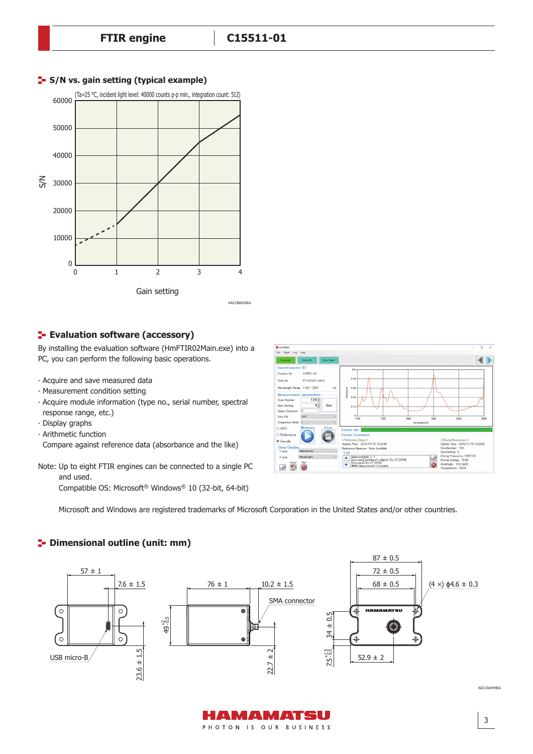## S/N vs. gain setting (typical example)

(Ta=25 °C, incident light level: 40000 counts p-p min., integration count: 512)

S/N

Gain setting

KACCB0620EA

## Evaluation software (accessory)

By installing the evaluation software (HmFTIR02Main.exe) into a PC, you can perform the following basic operations.

- Acquire and save measured data
- Measurement condition setting
- Acquire module information (type no., serial number, spectral response range, etc.)
- Display graphs
- Arithmetic function
  Compare against reference data (absorbance and the like)

Note: Up to eight FTIR engines can be connected to a single PC and used.
Compatible OS: Microsoft® Windows® 10 (32-bit, 64-bit)

Microsoft and Windows are registered trademarks of Microsoft Corporation in the United States and/or other countries.

## Dimensional outline (unit: mm)

57 ± 1
7.6 ± 1.5
USB micro-B
23.6 ± 1.5
76 ± 1
10.2 ± 1.5
SMA connector
$49^{+2}_{-0.5}$
22.7 ± 2
87 ± 0.5
72 ± 0.5
68 ± 0.5
(4 ×) ϕ4.6 ± 0.3
34 ± 0.5
$75^{+1.5}_{-0.5}$
52.9 ± 2

KACCA0449EA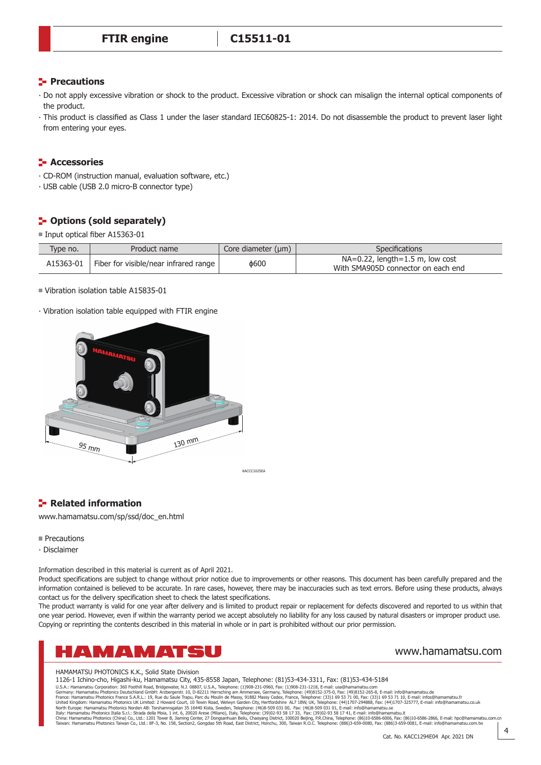## Precautions

- Do not apply excessive vibration or shock to the product. Excessive vibration or shock can misalign the internal optical components of the product.
- This product is classified as Class 1 under the laser standard IEC60825-1: 2014. Do not disassemble the product to prevent laser light from entering your eyes.

## Accessories

- CD-ROM (instruction manual, evaluation software, etc.)
- USB cable (USB 2.0 micro-B connector type)

## Options (sold separately)

■ Input optical fiber A15363-01

| Type no. | Product name | Core diameter (µm) | Specifications |
|---|---|---|---|
| A15363-01 | Fiber for visible/near infrared range | ϕ600 | NA=0.22, length=1.5 m, low cost<br>With SMA905D connector on each end |

■ Vibration isolation table A15835-01

- Vibration isolation table equipped with FTIR engine

HAMAMATSU

95 mm

130 mm

KACCC1025EA

## Related information

www.hamamatsu.com/sp/ssd/doc_en.html

■ Precautions

- Disclaimer

Information described in this material is current as of April 2021.

Product specifications are subject to change without prior notice due to improvements or other reasons. This document has been carefully prepared and the information contained is believed to be accurate. In rare cases, however, there may be inaccuracies such as text errors. Before using these products, always contact us for the delivery specification sheet to check the latest specifications.

The product warranty is valid for one year after delivery and is limited to product repair or replacement for defects discovered and reported to us within that one year period. However, even if within the warranty period we accept absolutely no liability for any loss caused by natural disasters or improper product use.

Copying or reprinting the contents described in this material in whole or in part is prohibited without our prior permission.

HAMAMATSU

www.hamamatsu.com

HAMAMATSU PHOTONICS K.K., Solid State Division

1126-1 Ichino-cho, Higashi-ku, Hamamatsu City, 435-8558 Japan, Telephone: (81)53-434-3311, Fax: (81)53-434-5184

U.S.A.: Hamamatsu Corporation: 360 Foothill Road, Bridgewater, N.J. 08807, U.S.A., Telephone: (1)908-231-0960, Fax: (1)908-231-1218, E-mail: usa@hamamatsu.com

Germany: Hamamatsu Photonics Deutschland GmbH: Arzbergerstr. 10, D-82211 Herrsching am Ammersee, Germany, Telephone: (49)8152-375-0, Fax: (49)8152-265-8, E-mail: info@hamamatsu.de

France: Hamamatsu Photonics France S.A.R.L.: 19, Rue du Saule Trapu, Parc du Moulin de Massy, 91882 Massy Cedex, France, Telephone: (33)1 69 53 71 00, Fax: (33)1 69 53 71 10, E-mail: infos@hamamatsu.fr

United Kingdom: Hamamatsu Photonics UK Limited: 2 Howard Court, 10 Tewin Road, Welwyn Garden City, Hertfordshire AL7 1BW, UK, Telephone: (44)1707-294888, Fax: (44)1707-325777, E-mail: info@hamamatsu.co.uk

North Europe: Hamamatsu Photonics Norden AB: Torshamnsgatan 35 16440 Kista, Sweden, Telephone: (46)8-509 031 00, Fax: (46)8-509 031 01, E-mail: info@hamamatsu.se

Italy: Hamamatsu Photonics Italia S.r.l.: Strada della Moia, 1 int. 6, 20020 Arese (Milano), Italy, Telephone: (39)02-93 58 17 33, Fax: (39)02-93 58 17 41, E-mail: info@hamamatsu.it

China: Hamamatsu Photonics (China) Co., Ltd.: 1201 Tower B, Jiaming Center, 27 Dongsanhuan Beilu, Chaoyang District, 100020 Beijing, P.R.China, Telephone: (86)10-6586-6006, Fax: (86)10-6586-2866, E-mail: hpc@hamamatsu.com.cn

Taiwan: Hamamatsu Photonics Taiwan Co., Ltd.: 8F-3, No. 158, Section2, Gongdao 5th Road, East District, Hsinchu, 300, Taiwan R.O.C. Telephone: (886)3-659-0080, Fax: (886)3-659-0081, E-mail: info@hamamatsu.com.tw

Cat. No. KACC1294E04 Apr. 2021 DN